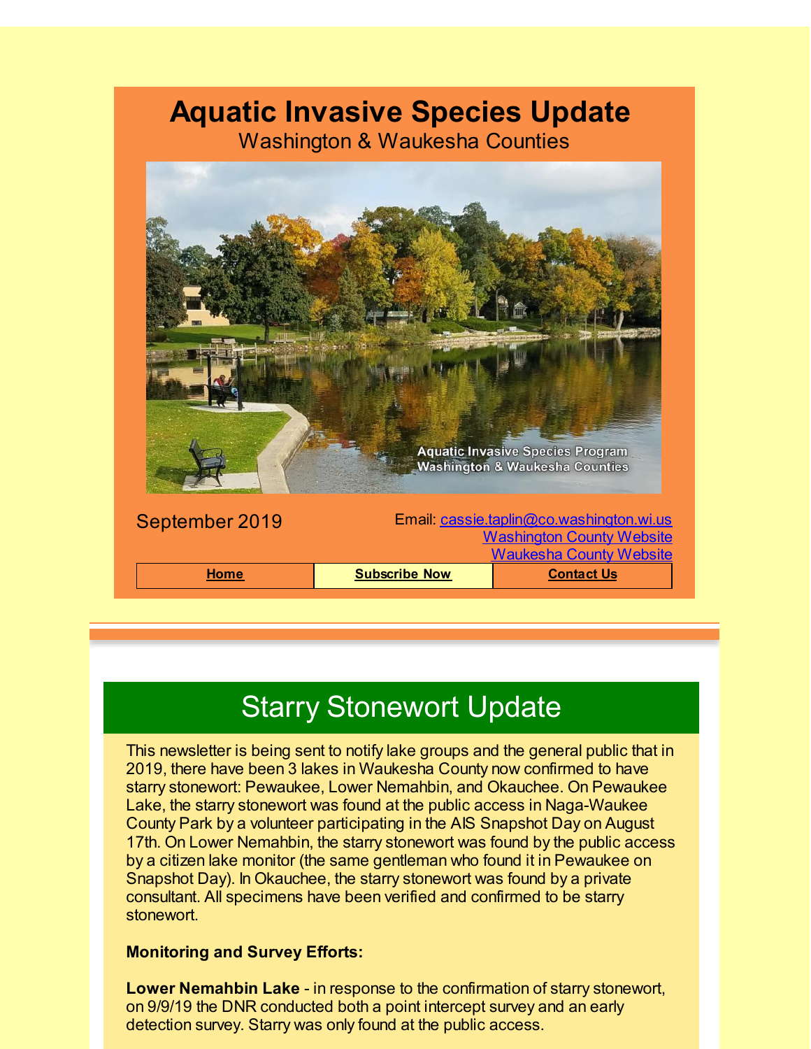# Aquatic Invasive Species Update

Washington & Waukesha Counties

September 2019

Email: cassie.taplin@co.washington.wi.us
Washington County Website
Waukesha County Website

| Home | Subscribe Now | Contact Us |
|---|---|---|

## Starry Stonewort Update

This newsletter is being sent to notify lake groups and the general public that in 2019, there have been 3 lakes in Waukesha County now confirmed to have starry stonewort: Pewaukee, Lower Nemahbin, and Okauchee. On Pewaukee Lake, the starry stonewort was found at the public access in Naga-Waukee County Park by a volunteer participating in the AIS Snapshot Day on August 17th. On Lower Nemahbin, the starry stonewort was found by the public access by a citizen lake monitor (the same gentleman who found it in Pewaukee on Snapshot Day). In Okauchee, the starry stonewort was found by a private consultant. All specimens have been verified and confirmed to be starry stonewort.

**Monitoring and Survey Efforts:**

**Lower Nemahbin Lake** - in response to the confirmation of starry stonewort, on 9/9/19 the DNR conducted both a point intercept survey and an early detection survey. Starry was only found at the public access.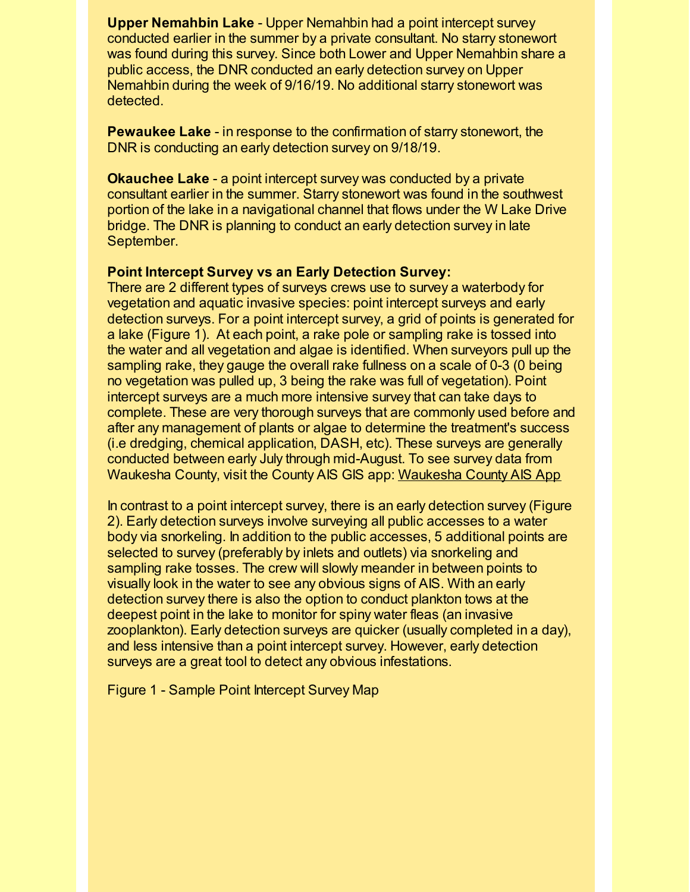**Upper Nemahbin Lake** - Upper Nemahbin had a point intercept survey conducted earlier in the summer by a private consultant. No starry stonewort was found during this survey. Since both Lower and Upper Nemahbin share a public access, the DNR conducted an early detection survey on Upper Nemahbin during the week of 9/16/19. No additional starry stonewort was detected.

**Pewaukee Lake** - in response to the confirmation of starry stonewort, the DNR is conducting an early detection survey on 9/18/19.

**Okauchee Lake** - a point intercept survey was conducted by a private consultant earlier in the summer. Starry stonewort was found in the southwest portion of the lake in a navigational channel that flows under the W Lake Drive bridge. The DNR is planning to conduct an early detection survey in late September.

**Point Intercept Survey vs an Early Detection Survey:**

There are 2 different types of surveys crews use to survey a waterbody for vegetation and aquatic invasive species: point intercept surveys and early detection surveys. For a point intercept survey, a grid of points is generated for a lake (Figure 1). At each point, a rake pole or sampling rake is tossed into the water and all vegetation and algae is identified. When surveyors pull up the sampling rake, they gauge the overall rake fullness on a scale of 0-3 (0 being no vegetation was pulled up, 3 being the rake was full of vegetation). Point intercept surveys are a much more intensive survey that can take days to complete. These are very thorough surveys that are commonly used before and after any management of plants or algae to determine the treatment's success (i.e dredging, chemical application, DASH, etc). These surveys are generally conducted between early July through mid-August. To see survey data from Waukesha County, visit the County AIS GIS app: Waukesha County AIS App

In contrast to a point intercept survey, there is an early detection survey (Figure 2). Early detection surveys involve surveying all public accesses to a water body via snorkeling. In addition to the public accesses, 5 additional points are selected to survey (preferably by inlets and outlets) via snorkeling and sampling rake tosses. The crew will slowly meander in between points to visually look in the water to see any obvious signs of AIS. With an early detection survey there is also the option to conduct plankton tows at the deepest point in the lake to monitor for spiny water fleas (an invasive zooplankton). Early detection surveys are quicker (usually completed in a day), and less intensive than a point intercept survey. However, early detection surveys are a great tool to detect any obvious infestations.

Figure 1 - Sample Point Intercept Survey Map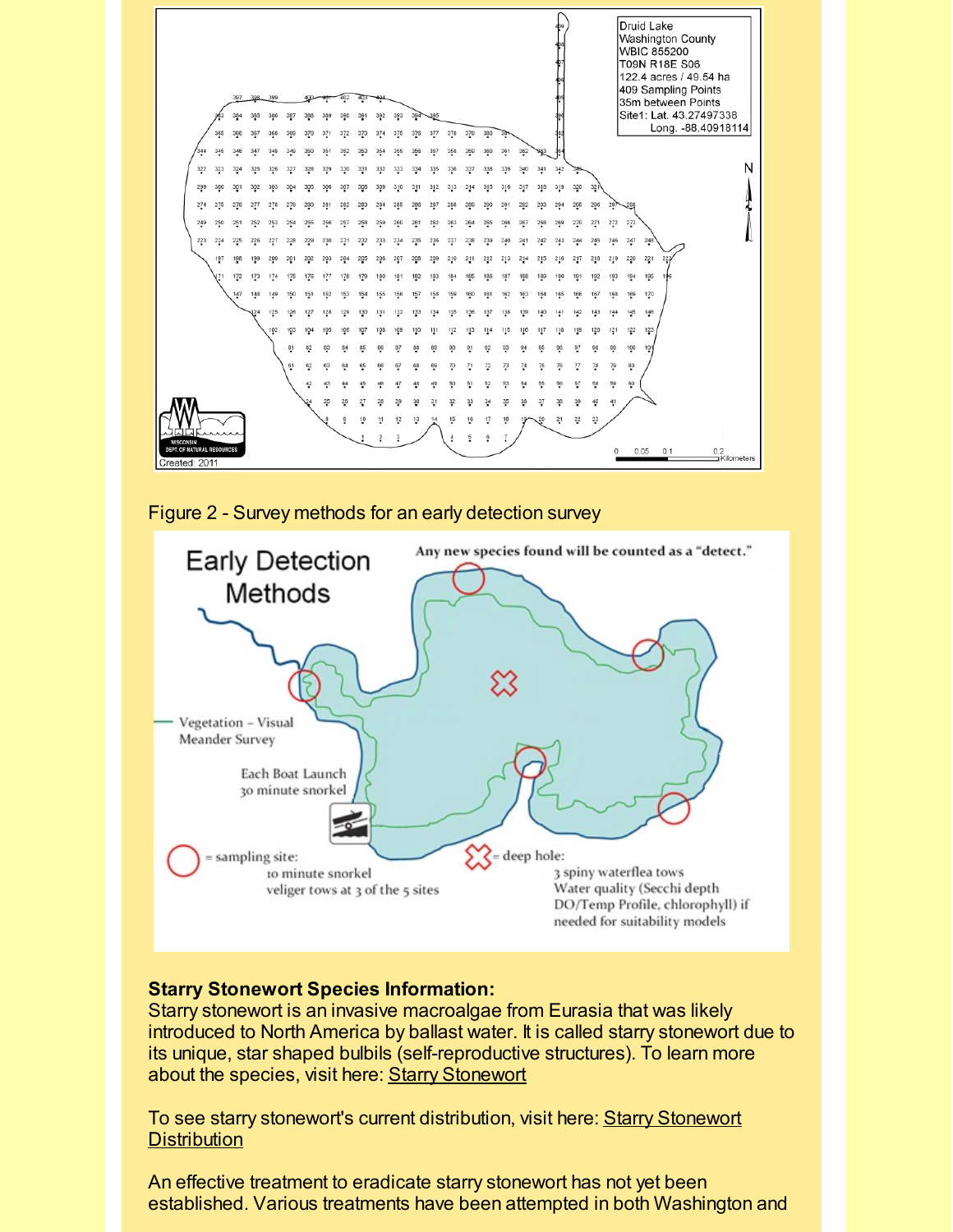Figure 2 - Survey methods for an early detection survey

**Starry Stonewort Species Information:**
Starry stonewort is an invasive macroalgae from Eurasia that was likely introduced to North America by ballast water. It is called starry stonewort due to its unique, star shaped bulbils (self-reproductive structures). To learn more about the species, visit here: Starry Stonewort

To see starry stonewort's current distribution, visit here: Starry Stonewort Distribution

An effective treatment to eradicate starry stonewort has not yet been established. Various treatments have been attempted in both Washington and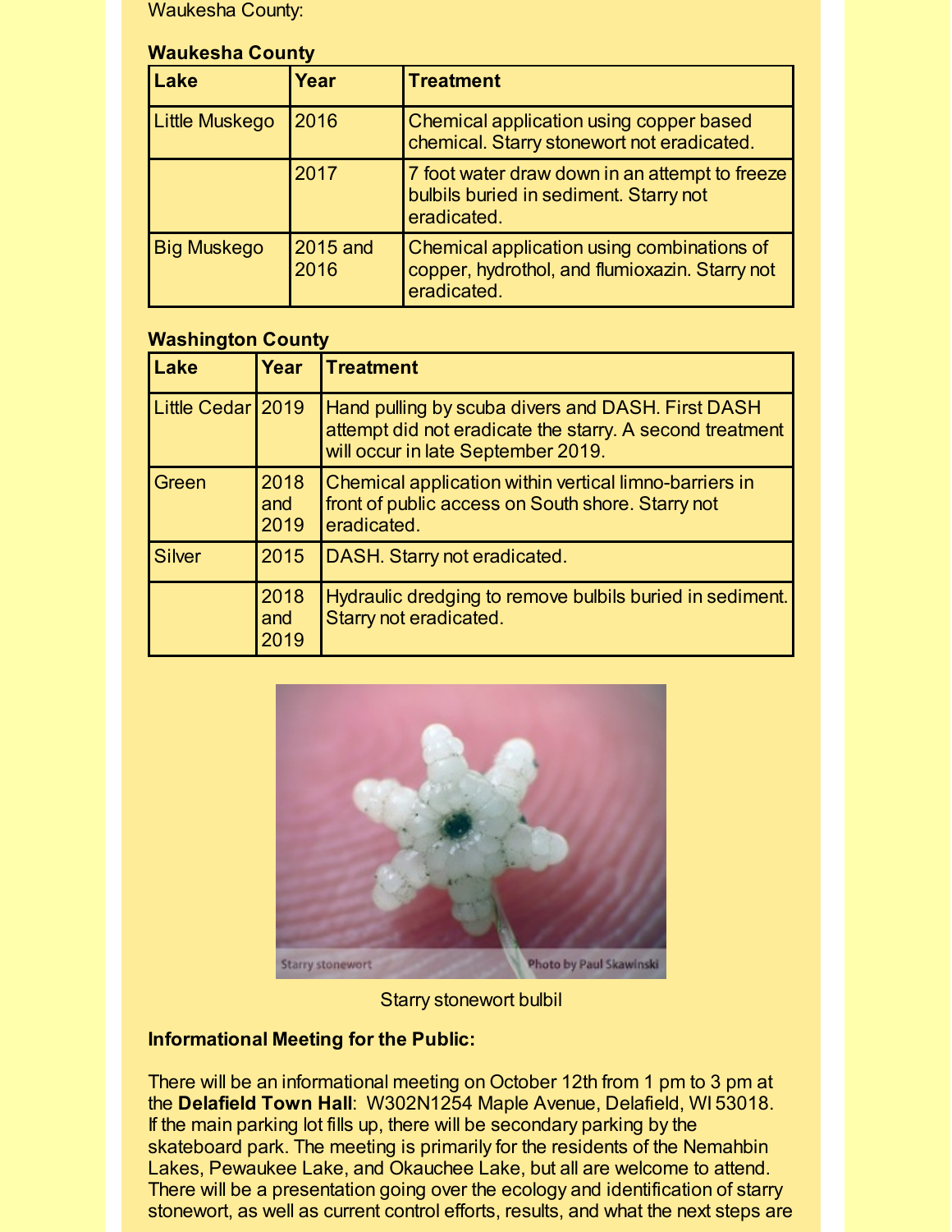Waukesha County:

**Waukesha County**

| Lake | Year | Treatment |
|---|---|---|
| Little Muskego | 2016 | Chemical application using copper based chemical. Starry stonewort not eradicated. |
| | 2017 | 7 foot water draw down in an attempt to freeze bulbils buried in sediment. Starry not eradicated. |
| Big Muskego | 2015 and 2016 | Chemical application using combinations of copper, hydrothol, and flumioxazin. Starry not eradicated. |

**Washington County**

| Lake | Year | Treatment |
|---|---|---|
| Little Cedar | 2019 | Hand pulling by scuba divers and DASH. First DASH attempt did not eradicate the starry. A second treatment will occur in late September 2019. |
| Green | 2018 and 2019 | Chemical application within vertical limno-barriers in front of public access on South shore. Starry not eradicated. |
| Silver | 2015 | DASH. Starry not eradicated. |
| | 2018 and 2019 | Hydraulic dredging to remove bulbils buried in sediment. Starry not eradicated. |

Starry stonewort bulbil

**Informational Meeting for the Public:**

There will be an informational meeting on October 12th from 1 pm to 3 pm at the **Delafield Town Hall**: W302N1254 Maple Avenue, Delafield, WI 53018. If the main parking lot fills up, there will be secondary parking by the skateboard park. The meeting is primarily for the residents of the Nemahbin Lakes, Pewaukee Lake, and Okauchee Lake, but all are welcome to attend. There will be a presentation going over the ecology and identification of starry stonewort, as well as current control efforts, results, and what the next steps are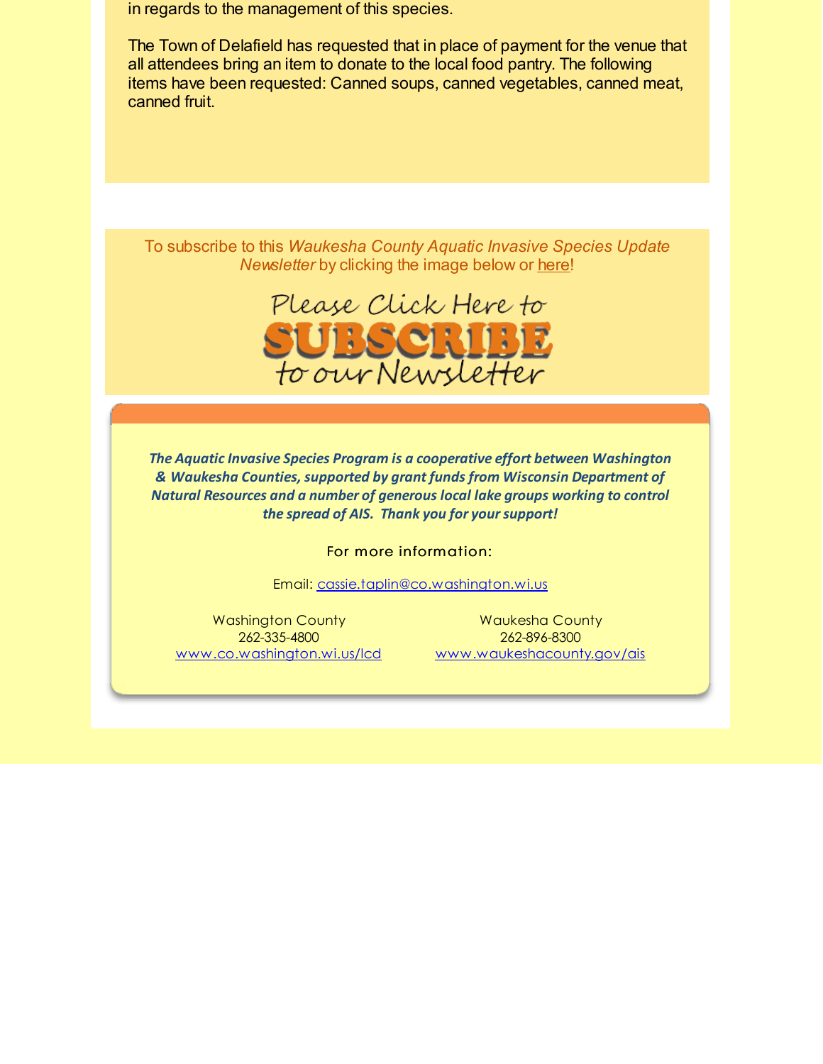in regards to the management of this species.

The Town of Delafield has requested that in place of payment for the venue that all attendees bring an item to donate to the local food pantry. The following items have been requested: Canned soups, canned vegetables, canned meat, canned fruit.

To subscribe to this *Waukesha County Aquatic Invasive Species Update Newsletter* by clicking the image below or here!

Please Click Here to SUBSCRIBE to our Newsletter

***The Aquatic Invasive Species Program is a cooperative effort between Washington & Waukesha Counties, supported by grant funds from Wisconsin Department of Natural Resources and a number of generous local lake groups working to control the spread of AIS. Thank you for your support!***

For more information:

Email: cassie.taplin@co.washington.wi.us

Washington County
262-335-4800
www.co.washington.wi.us/lcd

Waukesha County
262-896-8300
www.waukeshacounty.gov/ais